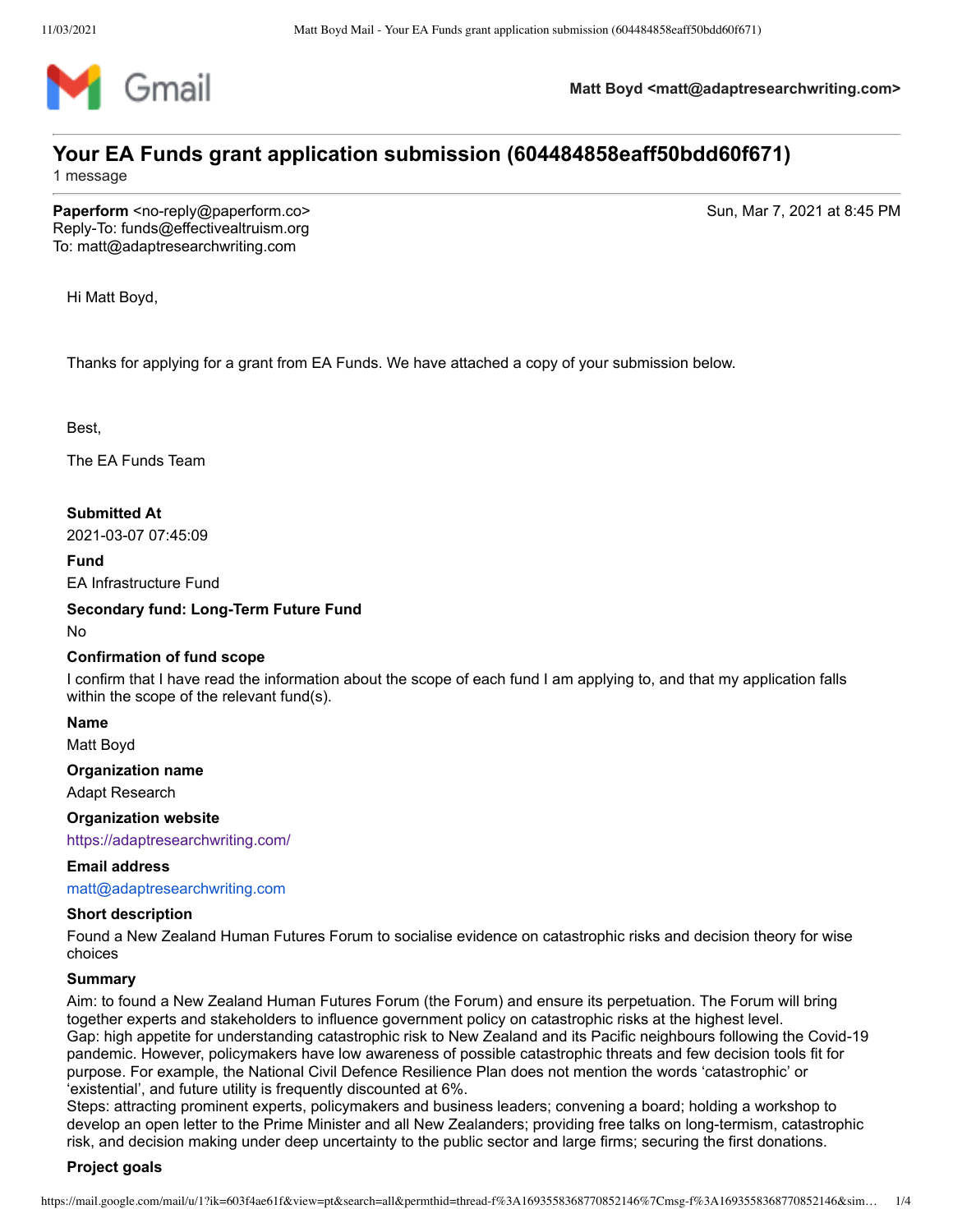Matt Boyd <matt@adaptresearchwriting.com>

# Your EA Funds grant application submission (604484858eaff50bdd60f671)

1 message

**Paperform** <no-reply@paperform.co>
Reply-To: funds@effectivealtruism.org
To: matt@adaptresearchwriting.com

Sun, Mar 7, 2021 at 8:45 PM

Hi Matt Boyd,

Thanks for applying for a grant from EA Funds. We have attached a copy of your submission below.

Best,

The EA Funds Team

**Submitted At**

2021-03-07 07:45:09

**Fund**

EA Infrastructure Fund

**Secondary fund: Long-Term Future Fund**

No

**Confirmation of fund scope**

I confirm that I have read the information about the scope of each fund I am applying to, and that my application falls within the scope of the relevant fund(s).

**Name**

Matt Boyd

**Organization name**

Adapt Research

**Organization website**

https://adaptresearchwriting.com/

**Email address**

matt@adaptresearchwriting.com

**Short description**

Found a New Zealand Human Futures Forum to socialise evidence on catastrophic risks and decision theory for wise choices

**Summary**

Aim: to found a New Zealand Human Futures Forum (the Forum) and ensure its perpetuation. The Forum will bring together experts and stakeholders to influence government policy on catastrophic risks at the highest level.
Gap: high appetite for understanding catastrophic risk to New Zealand and its Pacific neighbours following the Covid-19 pandemic. However, policymakers have low awareness of possible catastrophic threats and few decision tools fit for purpose. For example, the National Civil Defence Resilience Plan does not mention the words 'catastrophic' or 'existential', and future utility is frequently discounted at 6%.
Steps: attracting prominent experts, policymakers and business leaders; convening a board; holding a workshop to develop an open letter to the Prime Minister and all New Zealanders; providing free talks on long-termism, catastrophic risk, and decision making under deep uncertainty to the public sector and large firms; securing the first donations.

**Project goals**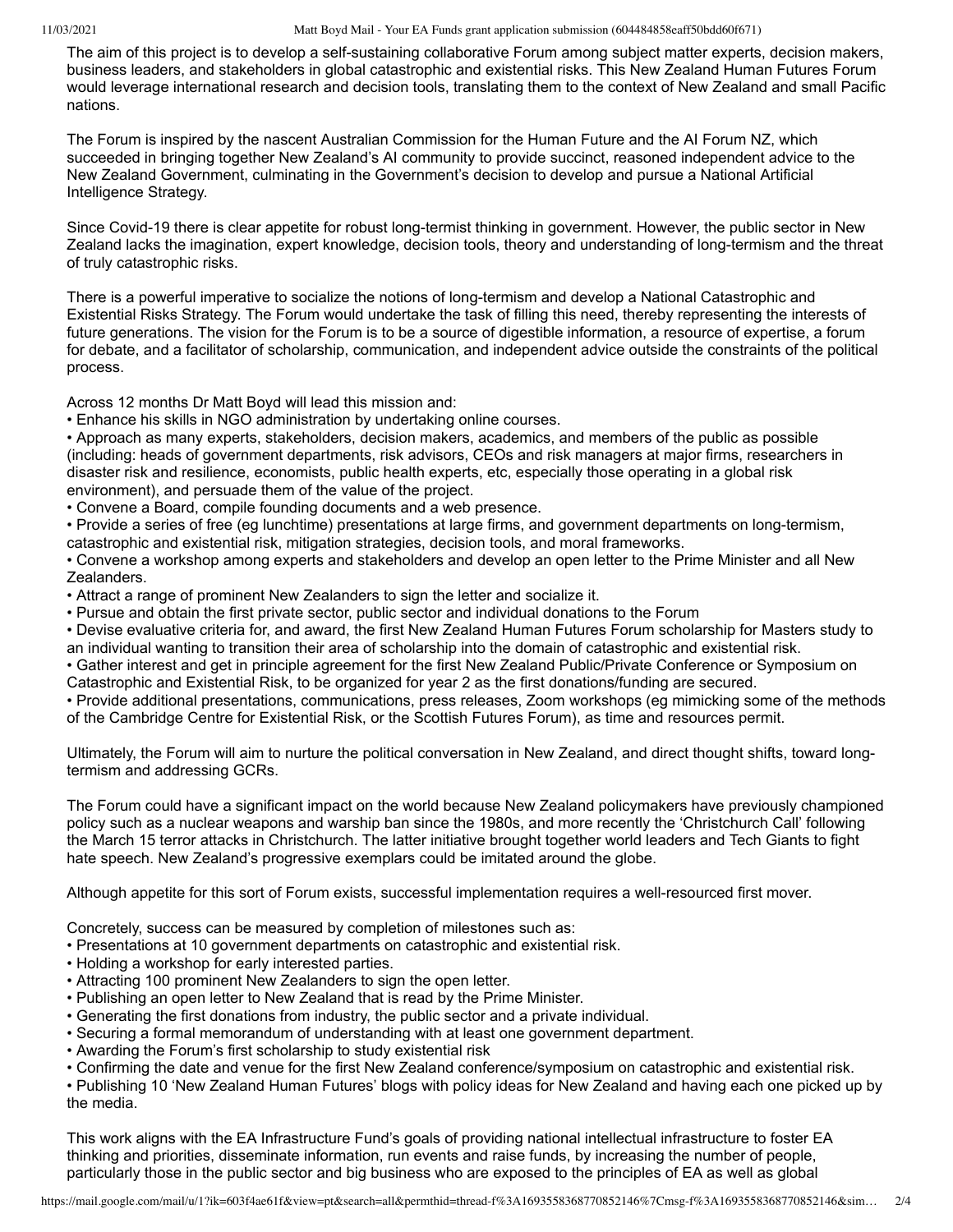The aim of this project is to develop a self-sustaining collaborative Forum among subject matter experts, decision makers, business leaders, and stakeholders in global catastrophic and existential risks. This New Zealand Human Futures Forum would leverage international research and decision tools, translating them to the context of New Zealand and small Pacific nations.

The Forum is inspired by the nascent Australian Commission for the Human Future and the AI Forum NZ, which succeeded in bringing together New Zealand's AI community to provide succinct, reasoned independent advice to the New Zealand Government, culminating in the Government's decision to develop and pursue a National Artificial Intelligence Strategy.

Since Covid-19 there is clear appetite for robust long-termist thinking in government. However, the public sector in New Zealand lacks the imagination, expert knowledge, decision tools, theory and understanding of long-termism and the threat of truly catastrophic risks.

There is a powerful imperative to socialize the notions of long-termism and develop a National Catastrophic and Existential Risks Strategy. The Forum would undertake the task of filling this need, thereby representing the interests of future generations. The vision for the Forum is to be a source of digestible information, a resource of expertise, a forum for debate, and a facilitator of scholarship, communication, and independent advice outside the constraints of the political process.

Across 12 months Dr Matt Boyd will lead this mission and:

- Enhance his skills in NGO administration by undertaking online courses.
- Approach as many experts, stakeholders, decision makers, academics, and members of the public as possible (including: heads of government departments, risk advisors, CEOs and risk managers at major firms, researchers in disaster risk and resilience, economists, public health experts, etc, especially those operating in a global risk environment), and persuade them of the value of the project.
- Convene a Board, compile founding documents and a web presence.
- Provide a series of free (eg lunchtime) presentations at large firms, and government departments on long-termism, catastrophic and existential risk, mitigation strategies, decision tools, and moral frameworks.
- Convene a workshop among experts and stakeholders and develop an open letter to the Prime Minister and all New Zealanders.
- Attract a range of prominent New Zealanders to sign the letter and socialize it.
- Pursue and obtain the first private sector, public sector and individual donations to the Forum
- Devise evaluative criteria for, and award, the first New Zealand Human Futures Forum scholarship for Masters study to an individual wanting to transition their area of scholarship into the domain of catastrophic and existential risk.
- Gather interest and get in principle agreement for the first New Zealand Public/Private Conference or Symposium on Catastrophic and Existential Risk, to be organized for year 2 as the first donations/funding are secured.
- Provide additional presentations, communications, press releases, Zoom workshops (eg mimicking some of the methods of the Cambridge Centre for Existential Risk, or the Scottish Futures Forum), as time and resources permit.

Ultimately, the Forum will aim to nurture the political conversation in New Zealand, and direct thought shifts, toward long-termism and addressing GCRs.

The Forum could have a significant impact on the world because New Zealand policymakers have previously championed policy such as a nuclear weapons and warship ban since the 1980s, and more recently the 'Christchurch Call' following the March 15 terror attacks in Christchurch. The latter initiative brought together world leaders and Tech Giants to fight hate speech. New Zealand's progressive exemplars could be imitated around the globe.

Although appetite for this sort of Forum exists, successful implementation requires a well-resourced first mover.

Concretely, success can be measured by completion of milestones such as:

- Presentations at 10 government departments on catastrophic and existential risk.
- Holding a workshop for early interested parties.
- Attracting 100 prominent New Zealanders to sign the open letter.
- Publishing an open letter to New Zealand that is read by the Prime Minister.
- Generating the first donations from industry, the public sector and a private individual.
- Securing a formal memorandum of understanding with at least one government department.
- Awarding the Forum's first scholarship to study existential risk
- Confirming the date and venue for the first New Zealand conference/symposium on catastrophic and existential risk.
- Publishing 10 'New Zealand Human Futures' blogs with policy ideas for New Zealand and having each one picked up by the media.

This work aligns with the EA Infrastructure Fund's goals of providing national intellectual infrastructure to foster EA thinking and priorities, disseminate information, run events and raise funds, by increasing the number of people, particularly those in the public sector and big business who are exposed to the principles of EA as well as global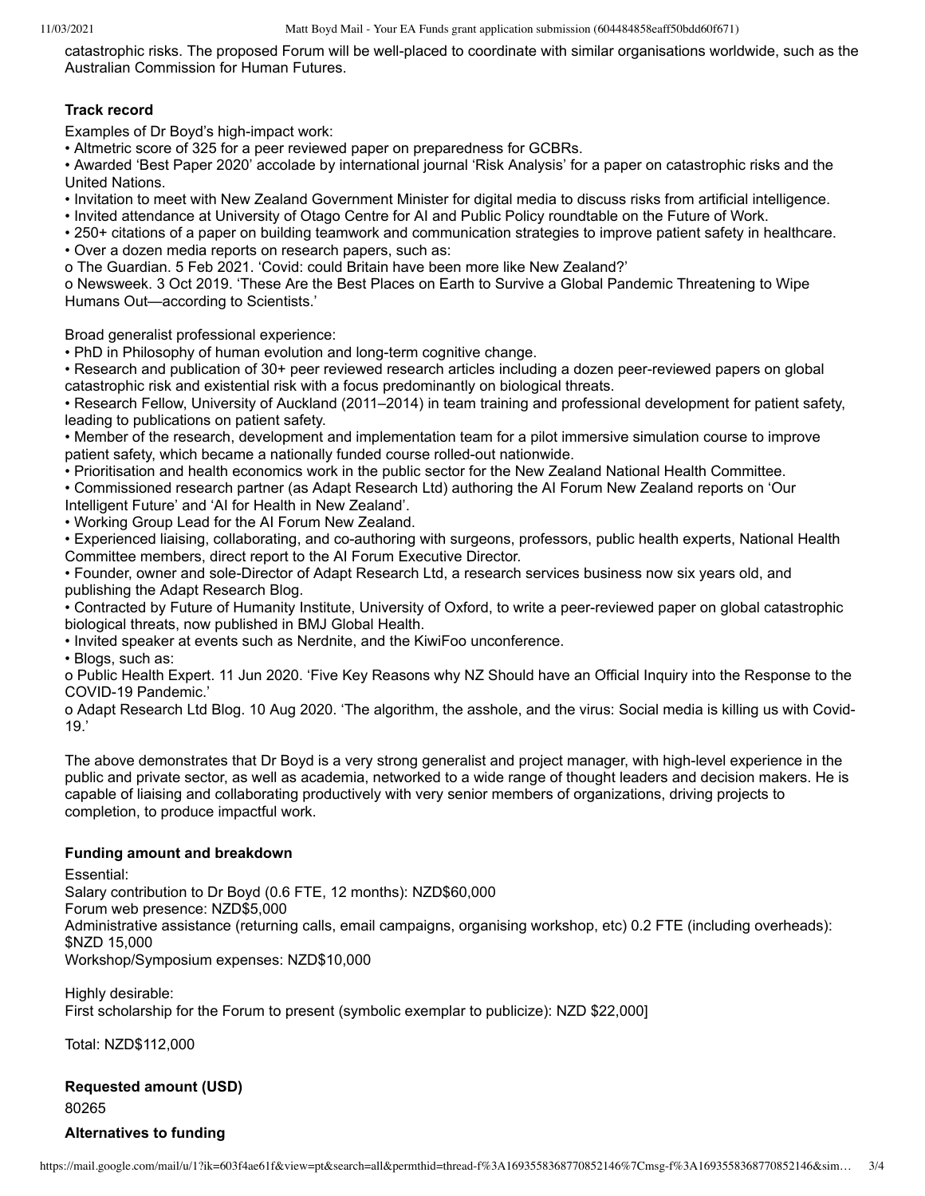catastrophic risks. The proposed Forum will be well-placed to coordinate with similar organisations worldwide, such as the Australian Commission for Human Futures.

**Track record**

Examples of Dr Boyd's high-impact work:

- Altmetric score of 325 for a peer reviewed paper on preparedness for GCBRs.
- Awarded 'Best Paper 2020' accolade by international journal 'Risk Analysis' for a paper on catastrophic risks and the United Nations.
- Invitation to meet with New Zealand Government Minister for digital media to discuss risks from artificial intelligence.
- Invited attendance at University of Otago Centre for AI and Public Policy roundtable on the Future of Work.
- 250+ citations of a paper on building teamwork and communication strategies to improve patient safety in healthcare.
- Over a dozen media reports on research papers, such as:
  - The Guardian. 5 Feb 2021. 'Covid: could Britain have been more like New Zealand?'
  - Newsweek. 3 Oct 2019. 'These Are the Best Places on Earth to Survive a Global Pandemic Threatening to Wipe Humans Out—according to Scientists.'

Broad generalist professional experience:

- PhD in Philosophy of human evolution and long-term cognitive change.
- Research and publication of 30+ peer reviewed research articles including a dozen peer-reviewed papers on global catastrophic risk and existential risk with a focus predominantly on biological threats.
- Research Fellow, University of Auckland (2011–2014) in team training and professional development for patient safety, leading to publications on patient safety.
- Member of the research, development and implementation team for a pilot immersive simulation course to improve patient safety, which became a nationally funded course rolled-out nationwide.
- Prioritisation and health economics work in the public sector for the New Zealand National Health Committee.
- Commissioned research partner (as Adapt Research Ltd) authoring the AI Forum New Zealand reports on 'Our Intelligent Future' and 'AI for Health in New Zealand'.
- Working Group Lead for the AI Forum New Zealand.
- Experienced liaising, collaborating, and co-authoring with surgeons, professors, public health experts, National Health Committee members, direct report to the AI Forum Executive Director.
- Founder, owner and sole-Director of Adapt Research Ltd, a research services business now six years old, and publishing the Adapt Research Blog.
- Contracted by Future of Humanity Institute, University of Oxford, to write a peer-reviewed paper on global catastrophic biological threats, now published in BMJ Global Health.
- Invited speaker at events such as Nerdnite, and the KiwiFoo unconference.
- Blogs, such as:
  - Public Health Expert. 11 Jun 2020. 'Five Key Reasons why NZ Should have an Official Inquiry into the Response to the COVID-19 Pandemic.'
  - Adapt Research Ltd Blog. 10 Aug 2020. 'The algorithm, the asshole, and the virus: Social media is killing us with Covid-19.'

The above demonstrates that Dr Boyd is a very strong generalist and project manager, with high-level experience in the public and private sector, as well as academia, networked to a wide range of thought leaders and decision makers. He is capable of liaising and collaborating productively with very senior members of organizations, driving projects to completion, to produce impactful work.

**Funding amount and breakdown**

Essential:
Salary contribution to Dr Boyd (0.6 FTE, 12 months): NZD$60,000
Forum web presence: NZD$5,000
Administrative assistance (returning calls, email campaigns, organising workshop, etc) 0.2 FTE (including overheads): $NZD 15,000
Workshop/Symposium expenses: NZD$10,000

Highly desirable:
First scholarship for the Forum to present (symbolic exemplar to publicize): NZD $22,000]

Total: NZD$112,000

**Requested amount (USD)**

80265

**Alternatives to funding**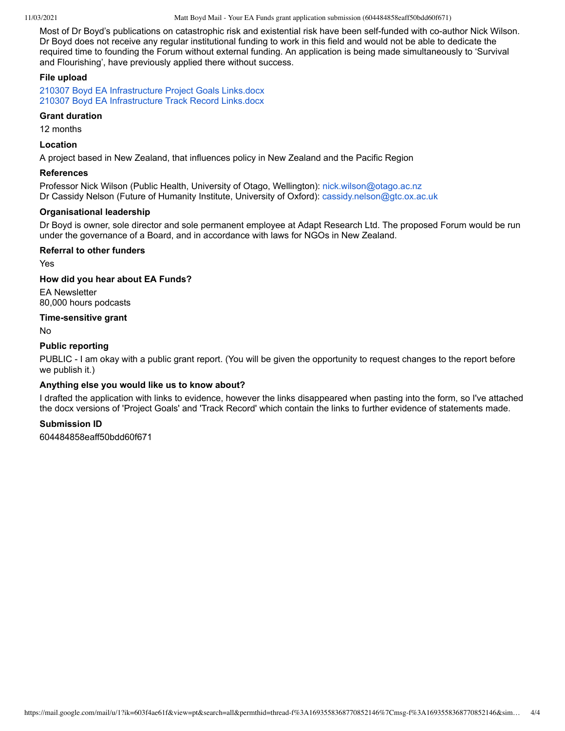Most of Dr Boyd's publications on catastrophic risk and existential risk have been self-funded with co-author Nick Wilson. Dr Boyd does not receive any regular institutional funding to work in this field and would not be able to dedicate the required time to founding the Forum without external funding. An application is being made simultaneously to 'Survival and Flourishing', have previously applied there without success.

**File upload**

210307 Boyd EA Infrastructure Project Goals Links.docx
210307 Boyd EA Infrastructure Track Record Links.docx

**Grant duration**

12 months

**Location**

A project based in New Zealand, that influences policy in New Zealand and the Pacific Region

**References**

Professor Nick Wilson (Public Health, University of Otago, Wellington): nick.wilson@otago.ac.nz
Dr Cassidy Nelson (Future of Humanity Institute, University of Oxford): cassidy.nelson@gtc.ox.ac.uk

**Organisational leadership**

Dr Boyd is owner, sole director and sole permanent employee at Adapt Research Ltd. The proposed Forum would be run under the governance of a Board, and in accordance with laws for NGOs in New Zealand.

**Referral to other funders**

Yes

**How did you hear about EA Funds?**

EA Newsletter
80,000 hours podcasts

**Time-sensitive grant**

No

**Public reporting**

PUBLIC - I am okay with a public grant report. (You will be given the opportunity to request changes to the report before we publish it.)

**Anything else you would like us to know about?**

I drafted the application with links to evidence, however the links disappeared when pasting into the form, so I've attached the docx versions of 'Project Goals' and 'Track Record' which contain the links to further evidence of statements made.

**Submission ID**

604484858eaff50bdd60f671